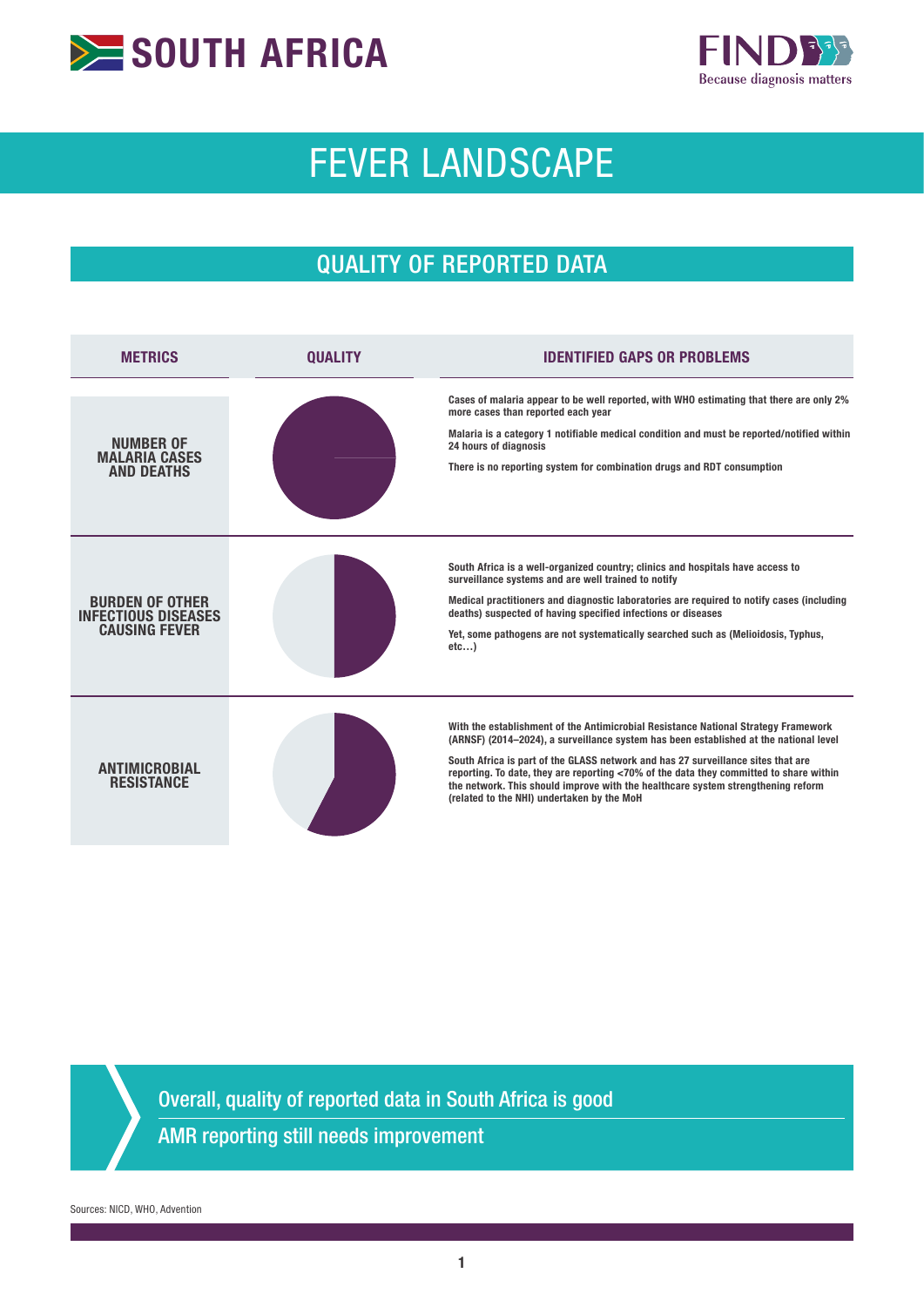# SOUTH AFRICA

FIND
Because diagnosis matters

# FEVER LANDSCAPE

## QUALITY OF REPORTED DATA

| METRICS | QUALITY | IDENTIFIED GAPS OR PROBLEMS |
|---|---|---|
| NUMBER OF MALARIA CASES AND DEATHS | | Cases of malaria appear to be well reported, with WHO estimating that there are only 2% more cases than reported each year<br><br>Malaria is a category 1 notifiable medical condition and must be reported/notified within 24 hours of diagnosis<br><br>There is no reporting system for combination drugs and RDT consumption |
| BURDEN OF OTHER INFECTIOUS DISEASES CAUSING FEVER | | South Africa is a well-organized country; clinics and hospitals have access to surveillance systems and are well trained to notify<br><br>Medical practitioners and diagnostic laboratories are required to notify cases (including deaths) suspected of having specified infections or diseases<br><br>Yet, some pathogens are not systematically searched such as (Melioidosis, Typhus, etc…) |
| ANTIMICROBIAL RESISTANCE | | With the establishment of the Antimicrobial Resistance National Strategy Framework (ARNSF) (2014–2024), a surveillance system has been established at the national level<br><br>South Africa is part of the GLASS network and has 27 surveillance sites that are reporting. To date, they are reporting <70% of the data they committed to share within the network. This should improve with the healthcare system strengthening reform (related to the NHI) undertaken by the MoH |

Overall, quality of reported data in South Africa is good

AMR reporting still needs improvement

Sources: NICD, WHO, Advention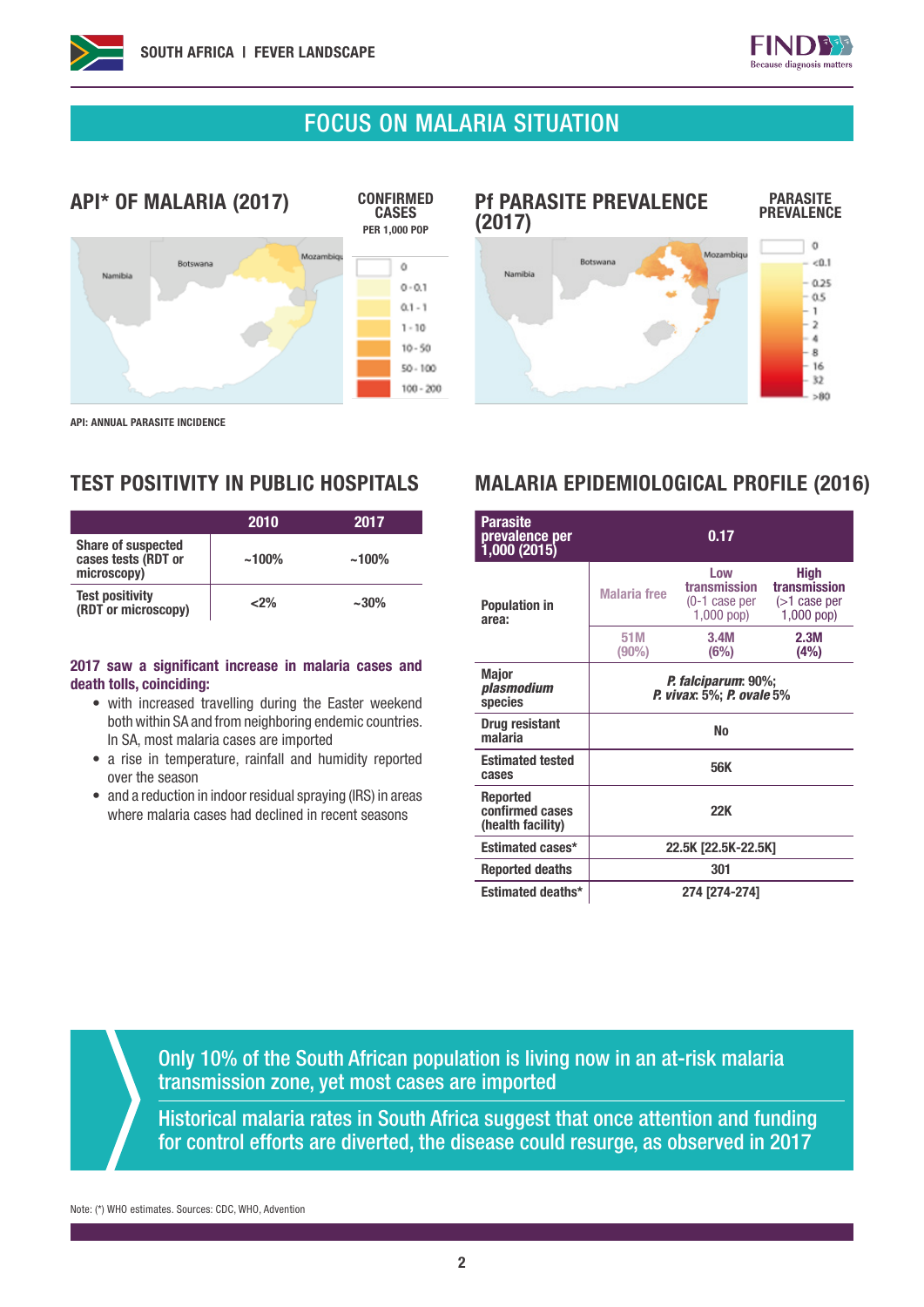# FOCUS ON MALARIA SITUATION

## API* OF MALARIA (2017)

CONFIRMED CASES
PER 1,000 POP

0
0 - 0.1
0.1 - 1
1 - 10
10 - 50
50 - 100
100 - 200

API: ANNUAL PARASITE INCIDENCE

## Pf PARASITE PREVALENCE (2017)

PARASITE PREVALENCE

0
<0.1
0.25
0.5
1
2
4
8
16
32
>80

## TEST POSITIVITY IN PUBLIC HOSPITALS

| | 2010 | 2017 |
|---|---|---|
| Share of suspected cases tests (RDT or microscopy) | ~100% | ~100% |
| Test positivity (RDT or microscopy) | <2% | ~30% |

**2017 saw a significant increase in malaria cases and death tolls, coinciding:**

- with increased travelling during the Easter weekend both within SA and from neighboring endemic countries. In SA, most malaria cases are imported
- a rise in temperature, rainfall and humidity reported over the season
- and a reduction in indoor residual spraying (IRS) in areas where malaria cases had declined in recent seasons

## MALARIA EPIDEMIOLOGICAL PROFILE (2016)

| Parasite prevalence per 1,000 (2015) | 0.17 | | |
|---|---|---|---|
| Population in area: | Malaria free | Low transmission (0-1 case per 1,000 pop) | High transmission (>1 case per 1,000 pop) |
| | 51M (90%) | 3.4M (6%) | 2.3M (4%) |
| Major *plasmodium* species | *P. falciparum*: 90%; *P. vivax*: 5%; *P. ovale* 5% | | |
| Drug resistant malaria | No | | |
| Estimated tested cases | 56K | | |
| Reported confirmed cases (health facility) | 22K | | |
| Estimated cases* | 22.5K [22.5K-22.5K] | | |
| Reported deaths | 301 | | |
| Estimated deaths* | 274 [274-274] | | |

Only 10% of the South African population is living now in an at-risk malaria transmission zone, yet most cases are imported

Historical malaria rates in South Africa suggest that once attention and funding for control efforts are diverted, the disease could resurge, as observed in 2017

Note: (*) WHO estimates. Sources: CDC, WHO, Advention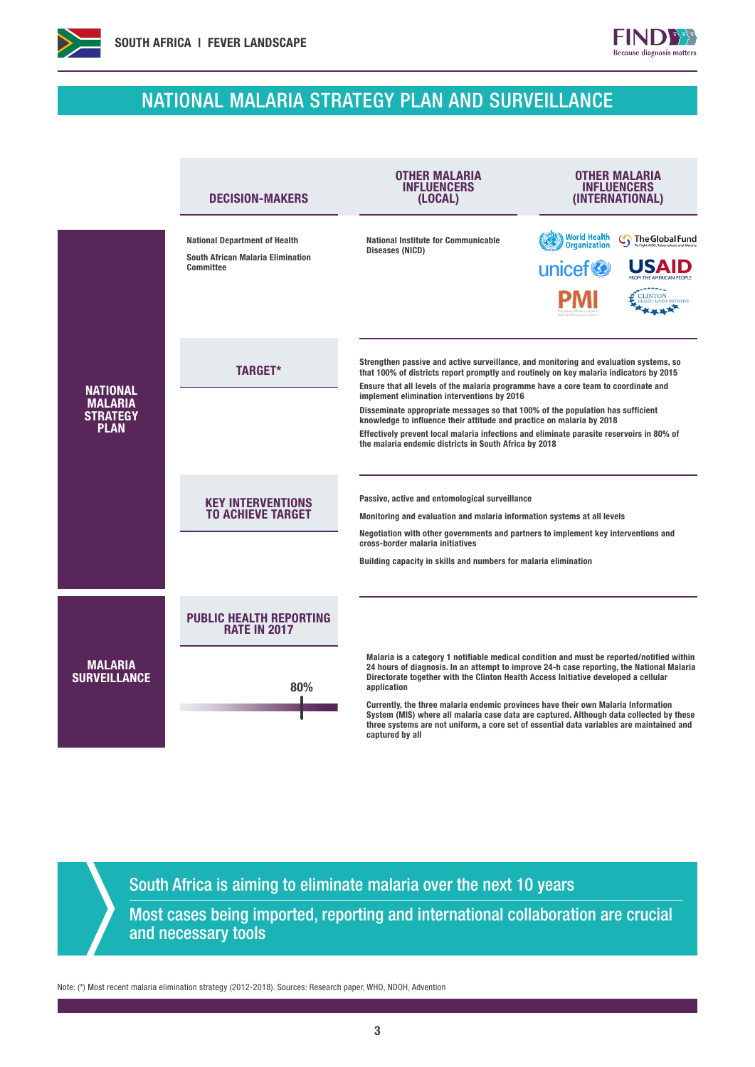# NATIONAL MALARIA STRATEGY PLAN AND SURVEILLANCE

## NATIONAL MALARIA STRATEGY PLAN

| DECISION-MAKERS | OTHER MALARIA INFLUENCERS (LOCAL) | OTHER MALARIA INFLUENCERS (INTERNATIONAL) |
|---|---|---|
| National Department of Health<br>South African Malaria Elimination Committee | National Institute for Communicable Diseases (NICD) | World Health Organization<br>The Global Fund<br>unicef<br>USAID<br>PMI<br>Clinton Health Access Initiative |

### TARGET*

- Strengthen passive and active surveillance, and monitoring and evaluation systems, so that 100% of districts report promptly and routinely on key malaria indicators by 2015
- Ensure that all levels of the malaria programme have a core team to coordinate and implement elimination interventions by 2016
- Disseminate appropriate messages so that 100% of the population has sufficient knowledge to influence their attitude and practice on malaria by 2018
- Effectively prevent local malaria infections and eliminate parasite reservoirs in 80% of the malaria endemic districts in South Africa by 2018

### KEY INTERVENTIONS TO ACHIEVE TARGET

- Passive, active and entomological surveillance
- Monitoring and evaluation and malaria information systems at all levels
- Negotiation with other governments and partners to implement key interventions and cross-border malaria initiatives
- Building capacity in skills and numbers for malaria elimination

## MALARIA SURVEILLANCE

### PUBLIC HEALTH REPORTING RATE IN 2017

80%

Malaria is a category 1 notifiable medical condition and must be reported/notified within 24 hours of diagnosis. In an attempt to improve 24-h case reporting, the National Malaria Directorate together with the Clinton Health Access Initiative developed a cellular application

Currently, the three malaria endemic provinces have their own Malaria Information System (MIS) where all malaria case data are captured. Although data collected by these three systems are not uniform, a core set of essential data variables are maintained and captured by all

> South Africa is aiming to eliminate malaria over the next 10 years
>
> Most cases being imported, reporting and international collaboration are crucial and necessary tools

Note: (*) Most recent malaria elimination strategy (2012-2018). Sources: Research paper, WHO, NDOH, Advention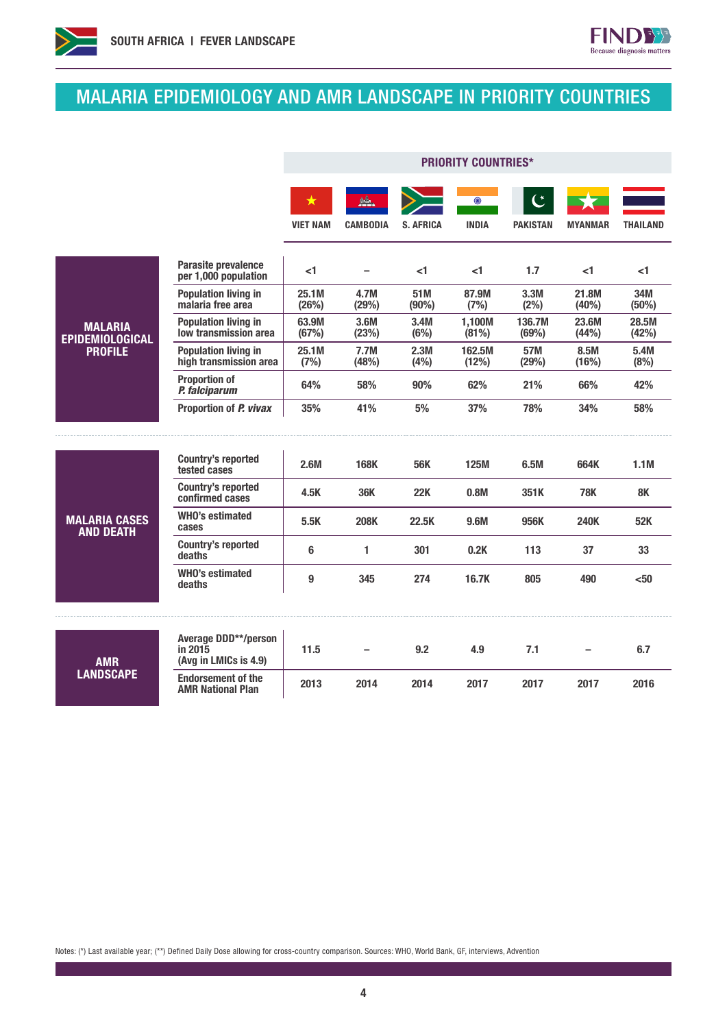# MALARIA EPIDEMIOLOGY AND AMR LANDSCAPE IN PRIORITY COUNTRIES

| | | PRIORITY COUNTRIES* | | | | | | |
|---|---|---|---|---|---|---|---|---|
| | | VIET NAM | CAMBODIA | S. AFRICA | INDIA | PAKISTAN | MYANMAR | THAILAND |
| **MALARIA EPIDEMIOLOGICAL PROFILE** | Parasite prevalence per 1,000 population | <1 | – | <1 | <1 | 1.7 | <1 | <1 |
| | Population living in malaria free area | 25.1M (26%) | 4.7M (29%) | 51M (90%) | 87.9M (7%) | 3.3M (2%) | 21.8M (40%) | 34M (50%) |
| | Population living in low transmission area | 63.9M (67%) | 3.6M (23%) | 3.4M (6%) | 1,100M (81%) | 136.7M (69%) | 23.6M (44%) | 28.5M (42%) |
| | Population living in high transmission area | 25.1M (7%) | 7.7M (48%) | 2.3M (4%) | 162.5M (12%) | 57M (29%) | 8.5M (16%) | 5.4M (8%) |
| | Proportion of *P. falciparum* | 64% | 58% | 90% | 62% | 21% | 66% | 42% |
| | Proportion of *P. vivax* | 35% | 41% | 5% | 37% | 78% | 34% | 58% |
| **MALARIA CASES AND DEATH** | Country's reported tested cases | 2.6M | 168K | 56K | 125M | 6.5M | 664K | 1.1M |
| | Country's reported confirmed cases | 4.5K | 36K | 22K | 0.8M | 351K | 78K | 8K |
| | WHO's estimated cases | 5.5K | 208K | 22.5K | 9.6M | 956K | 240K | 52K |
| | Country's reported deaths | 6 | 1 | 301 | 0.2K | 113 | 37 | 33 |
| | WHO's estimated deaths | 9 | 345 | 274 | 16.7K | 805 | 490 | <50 |
| **AMR LANDSCAPE** | Average DDD**/person in 2015 (Avg in LMICs is 4.9) | 11.5 | – | 9.2 | 4.9 | 7.1 | – | 6.7 |
| | Endorsement of the AMR National Plan | 2013 | 2014 | 2014 | 2017 | 2017 | 2017 | 2016 |

Notes: (*) Last available year; (**) Defined Daily Dose allowing for cross-country comparison. Sources: WHO, World Bank, GF, interviews, Advention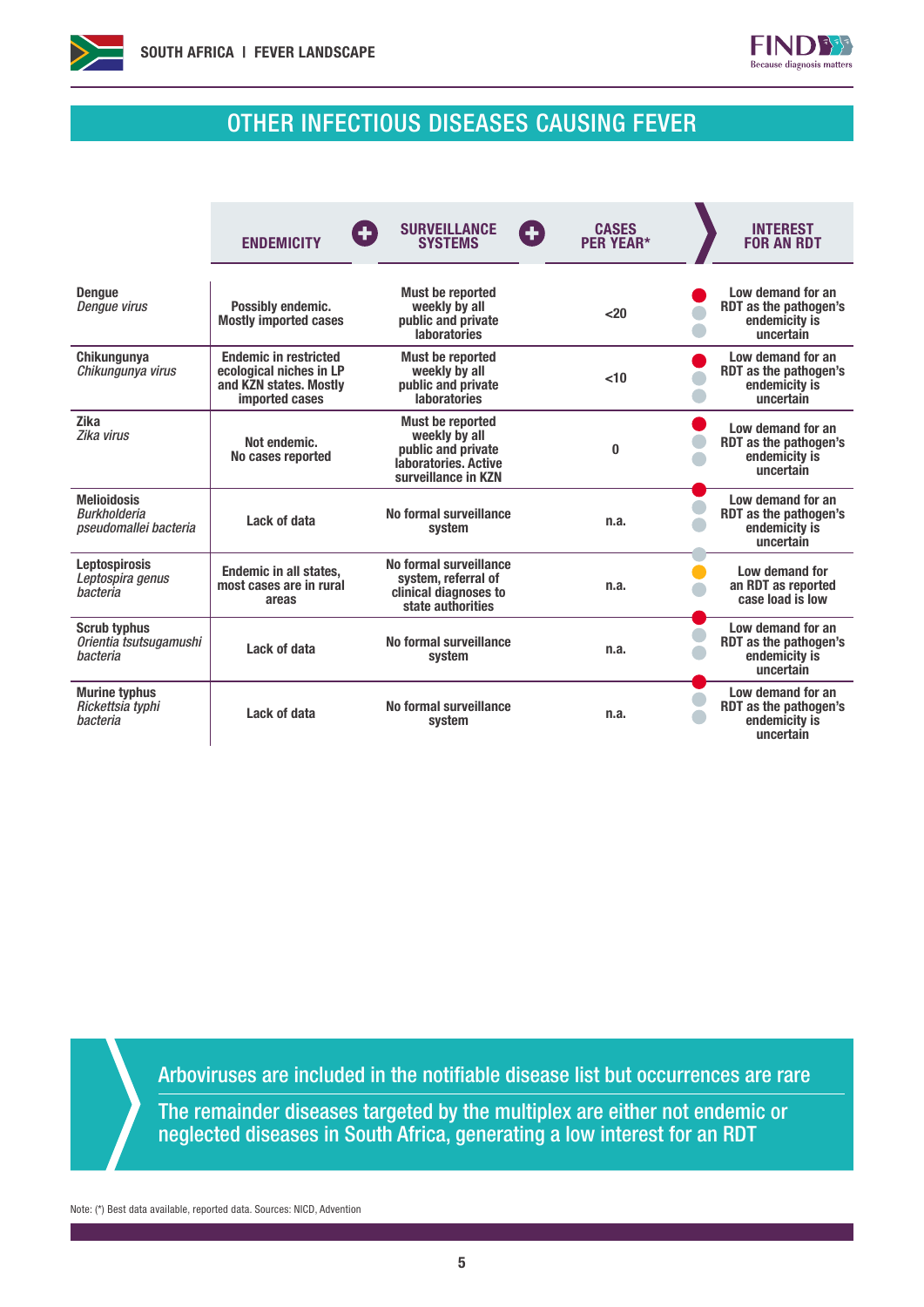## OTHER INFECTIOUS DISEASES CAUSING FEVER

| | ENDEMICITY | SURVEILLANCE SYSTEMS | CASES PER YEAR* | INTEREST FOR AN RDT |
|---|---|---|---|---|
| **Dengue** *Dengue virus* | Possibly endemic. Mostly imported cases | Must be reported weekly by all public and private laboratories | <20 | Low demand for an RDT as the pathogen's endemicity is uncertain |
| **Chikungunya** *Chikungunya virus* | Endemic in restricted ecological niches in LP and KZN states. Mostly imported cases | Must be reported weekly by all public and private laboratories | <10 | Low demand for an RDT as the pathogen's endemicity is uncertain |
| **Zika** *Zika virus* | Not endemic. No cases reported | Must be reported weekly by all public and private laboratories. Active surveillance in KZN | 0 | Low demand for an RDT as the pathogen's endemicity is uncertain |
| **Melioidosis** *Burkholderia pseudomallei bacteria* | Lack of data | No formal surveillance system | n.a. | Low demand for an RDT as the pathogen's endemicity is uncertain |
| **Leptospirosis** *Leptospira genus bacteria* | Endemic in all states, most cases are in rural areas | No formal surveillance system, referral of clinical diagnoses to state authorities | n.a. | Low demand for an RDT as reported case load is low |
| **Scrub typhus** *Orientia tsutsugamushi bacteria* | Lack of data | No formal surveillance system | n.a. | Low demand for an RDT as the pathogen's endemicity is uncertain |
| **Murine typhus** *Rickettsia typhi bacteria* | Lack of data | No formal surveillance system | n.a. | Low demand for an RDT as the pathogen's endemicity is uncertain |

Arboviruses are included in the notifiable disease list but occurrences are rare

The remainder diseases targeted by the multiplex are either not endemic or neglected diseases in South Africa, generating a low interest for an RDT

Note: (*) Best data available, reported data. Sources: NICD, Advention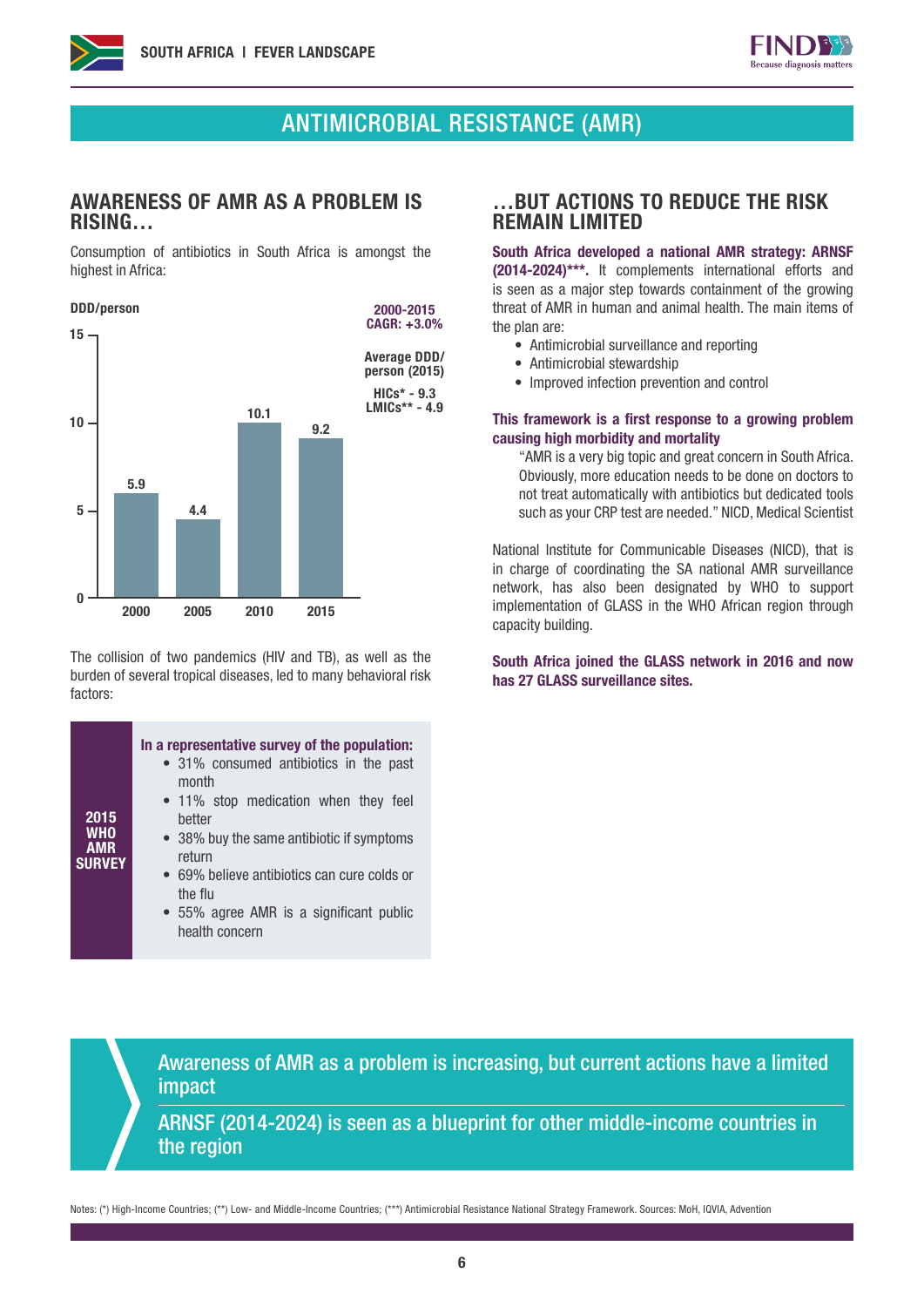# ANTIMICROBIAL RESISTANCE (AMR)

## AWARENESS OF AMR AS A PROBLEM IS RISING…

Consumption of antibiotics in South Africa is amongst the highest in Africa:

DDD/person

2000-2015 CAGR: +3.0%

15
10
5
0

5.9
4.4
10.1
9.2

2000
2005
2010
2015

Average DDD/ person (2015)

HICs* - 9.3
LMICs** - 4.9

The collision of two pandemics (HIV and TB), as well as the burden of several tropical diseases, led to many behavioral risk factors:

**2015 WHO AMR SURVEY**

**In a representative survey of the population:**

- 31% consumed antibiotics in the past month
- 11% stop medication when they feel better
- 38% buy the same antibiotic if symptoms return
- 69% believe antibiotics can cure colds or the flu
- 55% agree AMR is a significant public health concern

## …BUT ACTIONS TO REDUCE THE RISK REMAIN LIMITED

**South Africa developed a national AMR strategy: ARNSF (2014-2024)\*\*\*.** It complements international efforts and is seen as a major step towards containment of the growing threat of AMR in human and animal health. The main items of the plan are:

- Antimicrobial surveillance and reporting
- Antimicrobial stewardship
- Improved infection prevention and control

**This framework is a first response to a growing problem causing high morbidity and mortality**

> "AMR is a very big topic and great concern in South Africa. Obviously, more education needs to be done on doctors to not treat automatically with antibiotics but dedicated tools such as your CRP test are needed." NICD, Medical Scientist

National Institute for Communicable Diseases (NICD), that is in charge of coordinating the SA national AMR surveillance network, has also been designated by WHO to support implementation of GLASS in the WHO African region through capacity building.

**South Africa joined the GLASS network in 2016 and now has 27 GLASS surveillance sites.**

Awareness of AMR as a problem is increasing, but current actions have a limited impact

ARNSF (2014-2024) is seen as a blueprint for other middle-income countries in the region

Notes: (*) High-Income Countries; (**) Low- and Middle-Income Countries; (***) Antimicrobial Resistance National Strategy Framework. Sources: MoH, IQVIA, Advention